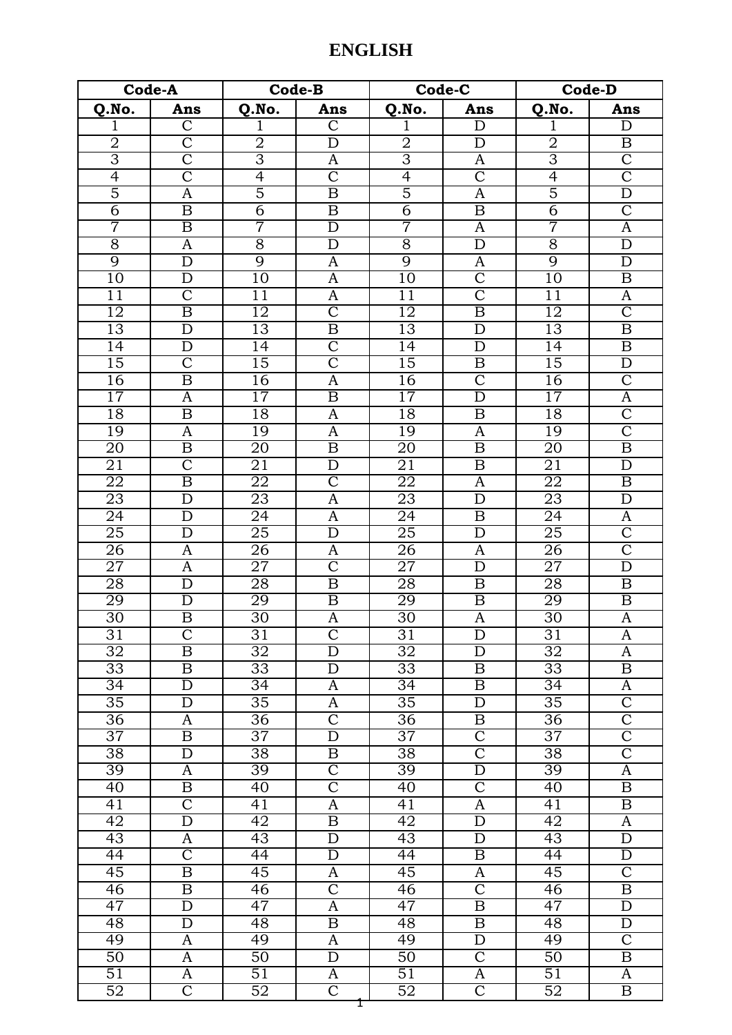# ENGLISH

| Code-A | | Code-B | | Code-C | | Code-D | |
|---|---|---|---|---|---|---|---|
| Q.No. | Ans | Q.No. | Ans | Q.No. | Ans | Q.No. | Ans |
| 1 | C | 1 | C | 1 | D | 1 | D |
| 2 | C | 2 | D | 2 | D | 2 | B |
| 3 | C | 3 | A | 3 | A | 3 | C |
| 4 | C | 4 | C | 4 | C | 4 | C |
| 5 | A | 5 | B | 5 | A | 5 | D |
| 6 | B | 6 | B | 6 | B | 6 | C |
| 7 | B | 7 | D | 7 | A | 7 | A |
| 8 | A | 8 | D | 8 | D | 8 | D |
| 9 | D | 9 | A | 9 | A | 9 | D |
| 10 | D | 10 | A | 10 | C | 10 | B |
| 11 | C | 11 | A | 11 | C | 11 | A |
| 12 | B | 12 | C | 12 | B | 12 | C |
| 13 | D | 13 | B | 13 | D | 13 | B |
| 14 | D | 14 | C | 14 | D | 14 | B |
| 15 | C | 15 | C | 15 | B | 15 | D |
| 16 | B | 16 | A | 16 | C | 16 | C |
| 17 | A | 17 | B | 17 | D | 17 | A |
| 18 | B | 18 | A | 18 | B | 18 | C |
| 19 | A | 19 | A | 19 | A | 19 | C |
| 20 | B | 20 | B | 20 | B | 20 | B |
| 21 | C | 21 | D | 21 | B | 21 | D |
| 22 | B | 22 | C | 22 | A | 22 | B |
| 23 | D | 23 | A | 23 | D | 23 | D |
| 24 | D | 24 | A | 24 | B | 24 | A |
| 25 | D | 25 | D | 25 | D | 25 | C |
| 26 | A | 26 | A | 26 | A | 26 | C |
| 27 | A | 27 | C | 27 | D | 27 | D |
| 28 | D | 28 | B | 28 | B | 28 | B |
| 29 | D | 29 | B | 29 | B | 29 | B |
| 30 | B | 30 | A | 30 | A | 30 | A |
| 31 | C | 31 | C | 31 | D | 31 | A |
| 32 | B | 32 | D | 32 | D | 32 | A |
| 33 | B | 33 | D | 33 | B | 33 | B |
| 34 | D | 34 | A | 34 | B | 34 | A |
| 35 | D | 35 | A | 35 | D | 35 | C |
| 36 | A | 36 | C | 36 | B | 36 | C |
| 37 | B | 37 | D | 37 | C | 37 | C |
| 38 | D | 38 | B | 38 | C | 38 | C |
| 39 | A | 39 | C | 39 | D | 39 | A |
| 40 | B | 40 | C | 40 | C | 40 | B |
| 41 | C | 41 | A | 41 | A | 41 | B |
| 42 | D | 42 | B | 42 | D | 42 | A |
| 43 | A | 43 | D | 43 | D | 43 | D |
| 44 | C | 44 | D | 44 | B | 44 | D |
| 45 | B | 45 | A | 45 | A | 45 | C |
| 46 | B | 46 | C | 46 | C | 46 | B |
| 47 | D | 47 | A | 47 | B | 47 | D |
| 48 | D | 48 | B | 48 | B | 48 | D |
| 49 | A | 49 | A | 49 | D | 49 | C |
| 50 | A | 50 | D | 50 | C | 50 | B |
| 51 | A | 51 | A | 51 | A | 51 | A |
| 52 | C | 52 | C | 52 | C | 52 | B |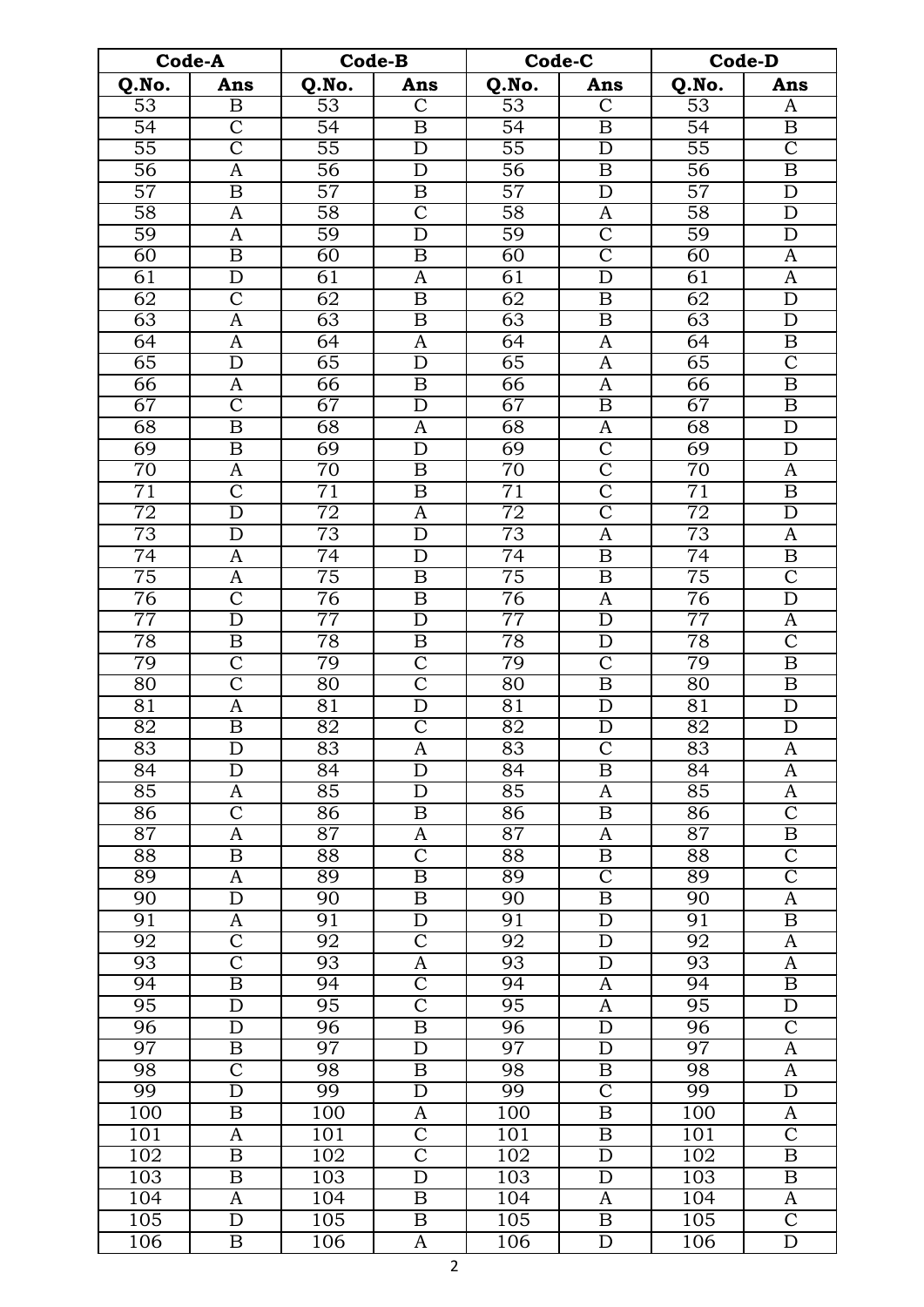| Code-A | | Code-B | | Code-C | | Code-D | |
|---|---|---|---|---|---|---|---|
| **Q.No.** | **Ans** | **Q.No.** | **Ans** | **Q.No.** | **Ans** | **Q.No.** | **Ans** |
| 53 | B | 53 | C | 53 | C | 53 | A |
| 54 | C | 54 | B | 54 | B | 54 | B |
| 55 | C | 55 | D | 55 | D | 55 | C |
| 56 | A | 56 | D | 56 | B | 56 | B |
| 57 | B | 57 | B | 57 | D | 57 | D |
| 58 | A | 58 | C | 58 | A | 58 | D |
| 59 | A | 59 | D | 59 | C | 59 | D |
| 60 | B | 60 | B | 60 | C | 60 | A |
| 61 | D | 61 | A | 61 | D | 61 | A |
| 62 | C | 62 | B | 62 | B | 62 | D |
| 63 | A | 63 | B | 63 | B | 63 | D |
| 64 | A | 64 | A | 64 | A | 64 | B |
| 65 | D | 65 | D | 65 | A | 65 | C |
| 66 | A | 66 | B | 66 | A | 66 | B |
| 67 | C | 67 | D | 67 | B | 67 | B |
| 68 | B | 68 | A | 68 | A | 68 | D |
| 69 | B | 69 | D | 69 | C | 69 | D |
| 70 | A | 70 | B | 70 | C | 70 | A |
| 71 | C | 71 | B | 71 | C | 71 | B |
| 72 | D | 72 | A | 72 | C | 72 | D |
| 73 | D | 73 | D | 73 | A | 73 | A |
| 74 | A | 74 | D | 74 | B | 74 | B |
| 75 | A | 75 | B | 75 | B | 75 | C |
| 76 | C | 76 | B | 76 | A | 76 | D |
| 77 | D | 77 | D | 77 | D | 77 | A |
| 78 | B | 78 | B | 78 | D | 78 | C |
| 79 | C | 79 | C | 79 | C | 79 | B |
| 80 | C | 80 | C | 80 | B | 80 | B |
| 81 | A | 81 | D | 81 | D | 81 | D |
| 82 | B | 82 | C | 82 | D | 82 | D |
| 83 | D | 83 | A | 83 | C | 83 | A |
| 84 | D | 84 | D | 84 | B | 84 | A |
| 85 | A | 85 | D | 85 | A | 85 | A |
| 86 | C | 86 | B | 86 | B | 86 | C |
| 87 | A | 87 | A | 87 | A | 87 | B |
| 88 | B | 88 | C | 88 | B | 88 | C |
| 89 | A | 89 | B | 89 | C | 89 | C |
| 90 | D | 90 | B | 90 | B | 90 | A |
| 91 | A | 91 | D | 91 | D | 91 | B |
| 92 | C | 92 | C | 92 | D | 92 | A |
| 93 | C | 93 | A | 93 | D | 93 | A |
| 94 | B | 94 | C | 94 | A | 94 | B |
| 95 | D | 95 | C | 95 | A | 95 | D |
| 96 | D | 96 | B | 96 | D | 96 | C |
| 97 | B | 97 | D | 97 | D | 97 | A |
| 98 | C | 98 | B | 98 | B | 98 | A |
| 99 | D | 99 | D | 99 | C | 99 | D |
| 100 | B | 100 | A | 100 | B | 100 | A |
| 101 | A | 101 | C | 101 | B | 101 | C |
| 102 | B | 102 | C | 102 | D | 102 | B |
| 103 | B | 103 | D | 103 | D | 103 | B |
| 104 | A | 104 | B | 104 | A | 104 | A |
| 105 | D | 105 | B | 105 | B | 105 | C |
| 106 | B | 106 | A | 106 | D | 106 | D |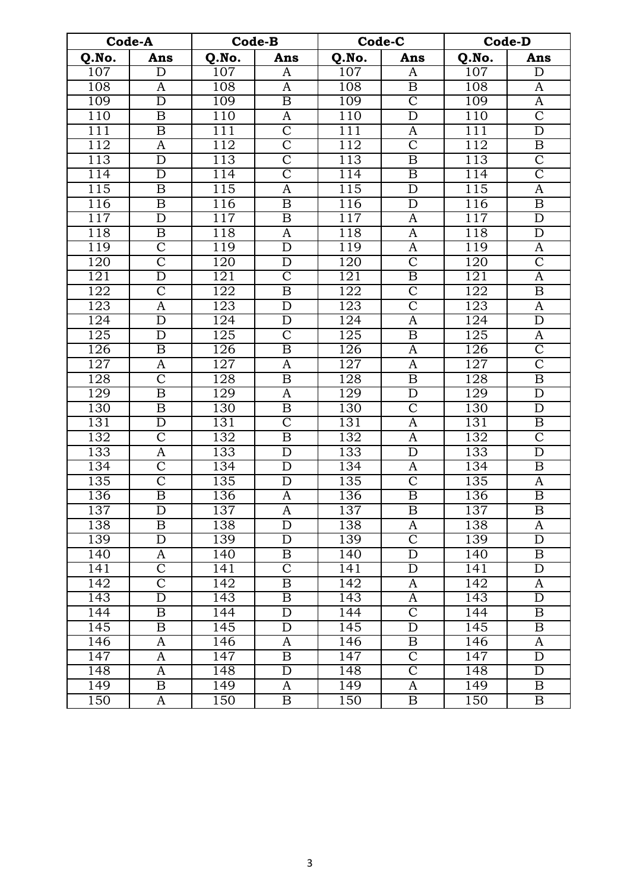| Code-A | | Code-B | | Code-C | | Code-D | |
|---|---|---|---|---|---|---|---|
| Q.No. | Ans | Q.No. | Ans | Q.No. | Ans | Q.No. | Ans |
| 107 | D | 107 | A | 107 | A | 107 | D |
| 108 | A | 108 | A | 108 | B | 108 | A |
| 109 | D | 109 | B | 109 | C | 109 | A |
| 110 | B | 110 | A | 110 | D | 110 | C |
| 111 | B | 111 | C | 111 | A | 111 | D |
| 112 | A | 112 | C | 112 | C | 112 | B |
| 113 | D | 113 | C | 113 | B | 113 | C |
| 114 | D | 114 | C | 114 | B | 114 | C |
| 115 | B | 115 | A | 115 | D | 115 | A |
| 116 | B | 116 | B | 116 | D | 116 | B |
| 117 | D | 117 | B | 117 | A | 117 | D |
| 118 | B | 118 | A | 118 | A | 118 | D |
| 119 | C | 119 | D | 119 | A | 119 | A |
| 120 | C | 120 | D | 120 | C | 120 | C |
| 121 | D | 121 | C | 121 | B | 121 | A |
| 122 | C | 122 | B | 122 | C | 122 | B |
| 123 | A | 123 | D | 123 | C | 123 | A |
| 124 | D | 124 | D | 124 | A | 124 | D |
| 125 | D | 125 | C | 125 | B | 125 | A |
| 126 | B | 126 | B | 126 | A | 126 | C |
| 127 | A | 127 | A | 127 | A | 127 | C |
| 128 | C | 128 | B | 128 | B | 128 | B |
| 129 | B | 129 | A | 129 | D | 129 | D |
| 130 | B | 130 | B | 130 | C | 130 | D |
| 131 | D | 131 | C | 131 | A | 131 | B |
| 132 | C | 132 | B | 132 | A | 132 | C |
| 133 | A | 133 | D | 133 | D | 133 | D |
| 134 | C | 134 | D | 134 | A | 134 | B |
| 135 | C | 135 | D | 135 | C | 135 | A |
| 136 | B | 136 | A | 136 | B | 136 | B |
| 137 | D | 137 | A | 137 | B | 137 | B |
| 138 | B | 138 | D | 138 | A | 138 | A |
| 139 | D | 139 | D | 139 | C | 139 | D |
| 140 | A | 140 | B | 140 | D | 140 | B |
| 141 | C | 141 | C | 141 | D | 141 | D |
| 142 | C | 142 | B | 142 | A | 142 | A |
| 143 | D | 143 | B | 143 | A | 143 | D |
| 144 | B | 144 | D | 144 | C | 144 | B |
| 145 | B | 145 | D | 145 | D | 145 | B |
| 146 | A | 146 | A | 146 | B | 146 | A |
| 147 | A | 147 | B | 147 | C | 147 | D |
| 148 | A | 148 | D | 148 | C | 148 | D |
| 149 | B | 149 | A | 149 | A | 149 | B |
| 150 | A | 150 | B | 150 | B | 150 | B |